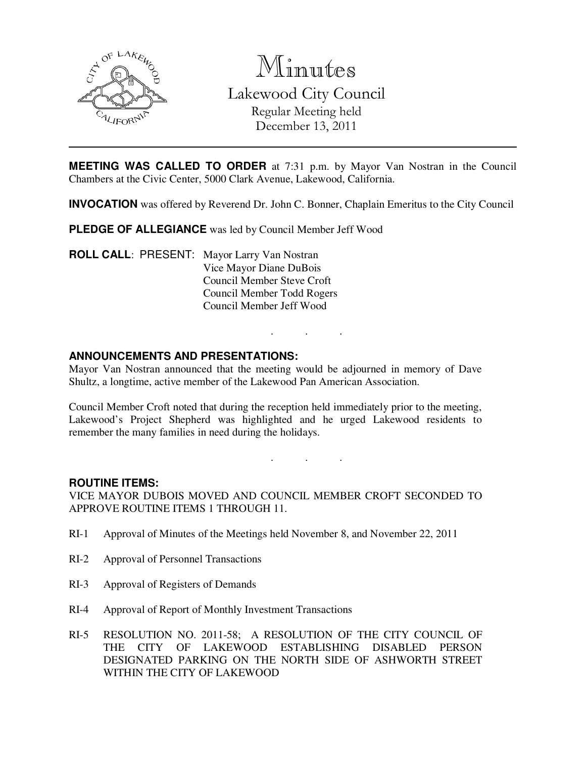# Minutes

## Lakewood City Council

Regular Meeting held
December 13, 2011

---

**MEETING WAS CALLED TO ORDER** at 7:31 p.m. by Mayor Van Nostran in the Council Chambers at the Civic Center, 5000 Clark Avenue, Lakewood, California.

**INVOCATION** was offered by Reverend Dr. John C. Bonner, Chaplain Emeritus to the City Council

**PLEDGE OF ALLEGIANCE** was led by Council Member Jeff Wood

**ROLL CALL**: PRESENT: Mayor Larry Van Nostran
Vice Mayor Diane DuBois
Council Member Steve Croft
Council Member Todd Rogers
Council Member Jeff Wood

. . .

**ANNOUNCEMENTS AND PRESENTATIONS:**

Mayor Van Nostran announced that the meeting would be adjourned in memory of Dave Shultz, a longtime, active member of the Lakewood Pan American Association.

Council Member Croft noted that during the reception held immediately prior to the meeting, Lakewood's Project Shepherd was highlighted and he urged Lakewood residents to remember the many families in need during the holidays.

. . .

**ROUTINE ITEMS:**

VICE MAYOR DUBOIS MOVED AND COUNCIL MEMBER CROFT SECONDED TO APPROVE ROUTINE ITEMS 1 THROUGH 11.

RI-1 Approval of Minutes of the Meetings held November 8, and November 22, 2011

RI-2 Approval of Personnel Transactions

RI-3 Approval of Registers of Demands

RI-4 Approval of Report of Monthly Investment Transactions

RI-5 RESOLUTION NO. 2011-58; A RESOLUTION OF THE CITY COUNCIL OF THE CITY OF LAKEWOOD ESTABLISHING DISABLED PERSON DESIGNATED PARKING ON THE NORTH SIDE OF ASHWORTH STREET WITHIN THE CITY OF LAKEWOOD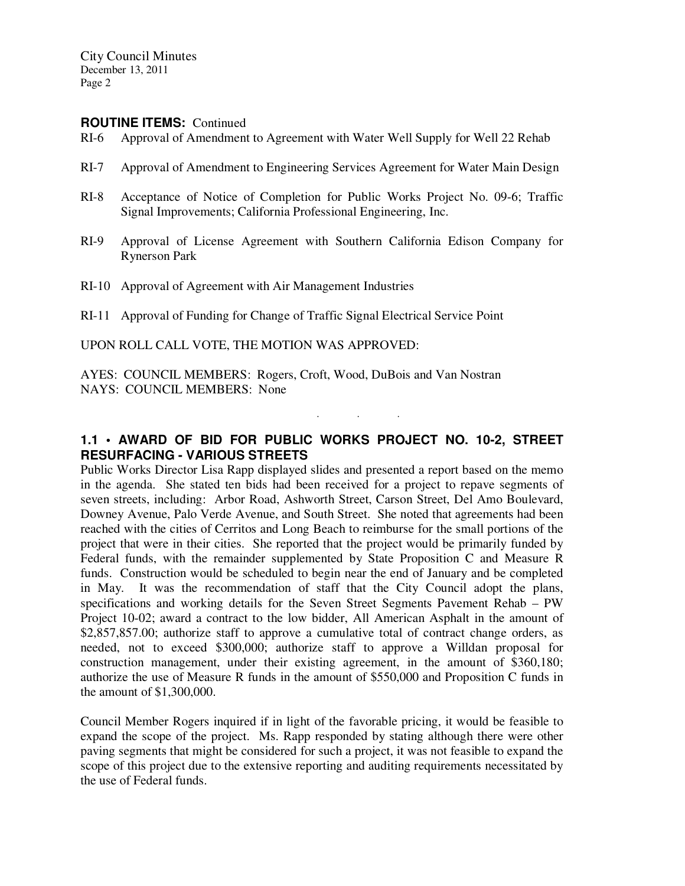**ROUTINE ITEMS:** Continued

RI-6 Approval of Amendment to Agreement with Water Well Supply for Well 22 Rehab

RI-7 Approval of Amendment to Engineering Services Agreement for Water Main Design

RI-8 Acceptance of Notice of Completion for Public Works Project No. 09-6; Traffic Signal Improvements; California Professional Engineering, Inc.

RI-9 Approval of License Agreement with Southern California Edison Company for Rynerson Park

RI-10 Approval of Agreement with Air Management Industries

RI-11 Approval of Funding for Change of Traffic Signal Electrical Service Point

UPON ROLL CALL VOTE, THE MOTION WAS APPROVED:

AYES: COUNCIL MEMBERS: Rogers, Croft, Wood, DuBois and Van Nostran
NAYS: COUNCIL MEMBERS: None

. . .

## 1.1 • AWARD OF BID FOR PUBLIC WORKS PROJECT NO. 10-2, STREET RESURFACING - VARIOUS STREETS

Public Works Director Lisa Rapp displayed slides and presented a report based on the memo in the agenda. She stated ten bids had been received for a project to repave segments of seven streets, including: Arbor Road, Ashworth Street, Carson Street, Del Amo Boulevard, Downey Avenue, Palo Verde Avenue, and South Street. She noted that agreements had been reached with the cities of Cerritos and Long Beach to reimburse for the small portions of the project that were in their cities. She reported that the project would be primarily funded by Federal funds, with the remainder supplemented by State Proposition C and Measure R funds. Construction would be scheduled to begin near the end of January and be completed in May. It was the recommendation of staff that the City Council adopt the plans, specifications and working details for the Seven Street Segments Pavement Rehab – PW Project 10-02; award a contract to the low bidder, All American Asphalt in the amount of $2,857,857.00; authorize staff to approve a cumulative total of contract change orders, as needed, not to exceed $300,000; authorize staff to approve a Willdan proposal for construction management, under their existing agreement, in the amount of $360,180; authorize the use of Measure R funds in the amount of $550,000 and Proposition C funds in the amount of $1,300,000.

Council Member Rogers inquired if in light of the favorable pricing, it would be feasible to expand the scope of the project. Ms. Rapp responded by stating although there were other paving segments that might be considered for such a project, it was not feasible to expand the scope of this project due to the extensive reporting and auditing requirements necessitated by the use of Federal funds.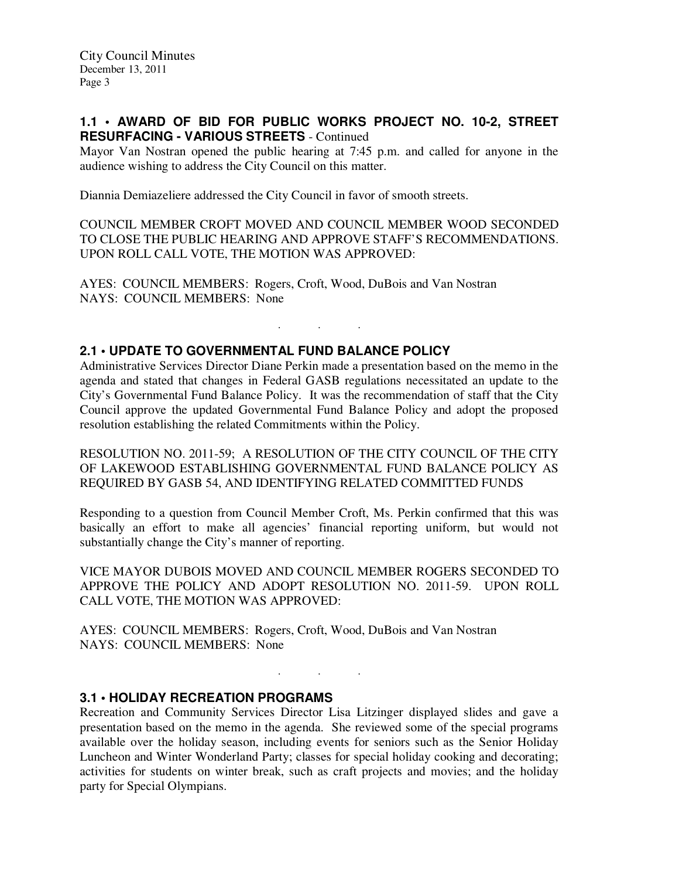### 1.1 • AWARD OF BID FOR PUBLIC WORKS PROJECT NO. 10-2, STREET RESURFACING - VARIOUS STREETS - Continued

Mayor Van Nostran opened the public hearing at 7:45 p.m. and called for anyone in the audience wishing to address the City Council on this matter.

Diannia Demiazeliere addressed the City Council in favor of smooth streets.

COUNCIL MEMBER CROFT MOVED AND COUNCIL MEMBER WOOD SECONDED TO CLOSE THE PUBLIC HEARING AND APPROVE STAFF'S RECOMMENDATIONS. UPON ROLL CALL VOTE, THE MOTION WAS APPROVED:

AYES: COUNCIL MEMBERS: Rogers, Croft, Wood, DuBois and Van Nostran
NAYS: COUNCIL MEMBERS: None

. . .

### 2.1 • UPDATE TO GOVERNMENTAL FUND BALANCE POLICY

Administrative Services Director Diane Perkin made a presentation based on the memo in the agenda and stated that changes in Federal GASB regulations necessitated an update to the City's Governmental Fund Balance Policy. It was the recommendation of staff that the City Council approve the updated Governmental Fund Balance Policy and adopt the proposed resolution establishing the related Commitments within the Policy.

RESOLUTION NO. 2011-59; A RESOLUTION OF THE CITY COUNCIL OF THE CITY OF LAKEWOOD ESTABLISHING GOVERNMENTAL FUND BALANCE POLICY AS REQUIRED BY GASB 54, AND IDENTIFYING RELATED COMMITTED FUNDS

Responding to a question from Council Member Croft, Ms. Perkin confirmed that this was basically an effort to make all agencies' financial reporting uniform, but would not substantially change the City's manner of reporting.

VICE MAYOR DUBOIS MOVED AND COUNCIL MEMBER ROGERS SECONDED TO APPROVE THE POLICY AND ADOPT RESOLUTION NO. 2011-59. UPON ROLL CALL VOTE, THE MOTION WAS APPROVED:

AYES: COUNCIL MEMBERS: Rogers, Croft, Wood, DuBois and Van Nostran
NAYS: COUNCIL MEMBERS: None

. . .

### 3.1 • HOLIDAY RECREATION PROGRAMS

Recreation and Community Services Director Lisa Litzinger displayed slides and gave a presentation based on the memo in the agenda. She reviewed some of the special programs available over the holiday season, including events for seniors such as the Senior Holiday Luncheon and Winter Wonderland Party; classes for special holiday cooking and decorating; activities for students on winter break, such as craft projects and movies; and the holiday party for Special Olympians.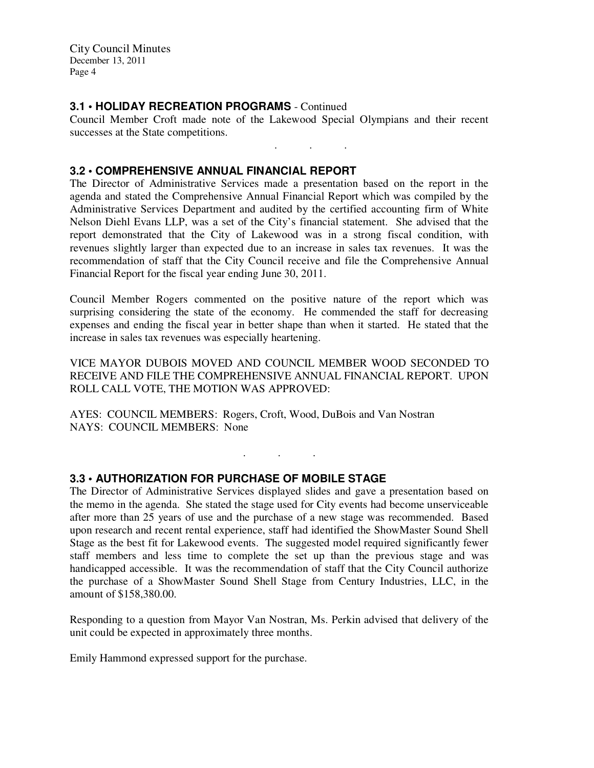### 3.1 • HOLIDAY RECREATION PROGRAMS - Continued

Council Member Croft made note of the Lakewood Special Olympians and their recent successes at the State competitions.

. . .

### 3.2 • COMPREHENSIVE ANNUAL FINANCIAL REPORT

The Director of Administrative Services made a presentation based on the report in the agenda and stated the Comprehensive Annual Financial Report which was compiled by the Administrative Services Department and audited by the certified accounting firm of White Nelson Diehl Evans LLP, was a set of the City's financial statement. She advised that the report demonstrated that the City of Lakewood was in a strong fiscal condition, with revenues slightly larger than expected due to an increase in sales tax revenues. It was the recommendation of staff that the City Council receive and file the Comprehensive Annual Financial Report for the fiscal year ending June 30, 2011.

Council Member Rogers commented on the positive nature of the report which was surprising considering the state of the economy. He commended the staff for decreasing expenses and ending the fiscal year in better shape than when it started. He stated that the increase in sales tax revenues was especially heartening.

VICE MAYOR DUBOIS MOVED AND COUNCIL MEMBER WOOD SECONDED TO RECEIVE AND FILE THE COMPREHENSIVE ANNUAL FINANCIAL REPORT. UPON ROLL CALL VOTE, THE MOTION WAS APPROVED:

AYES: COUNCIL MEMBERS: Rogers, Croft, Wood, DuBois and Van Nostran
NAYS: COUNCIL MEMBERS: None

. . .

### 3.3 • AUTHORIZATION FOR PURCHASE OF MOBILE STAGE

The Director of Administrative Services displayed slides and gave a presentation based on the memo in the agenda. She stated the stage used for City events had become unserviceable after more than 25 years of use and the purchase of a new stage was recommended. Based upon research and recent rental experience, staff had identified the ShowMaster Sound Shell Stage as the best fit for Lakewood events. The suggested model required significantly fewer staff members and less time to complete the set up than the previous stage and was handicapped accessible. It was the recommendation of staff that the City Council authorize the purchase of a ShowMaster Sound Shell Stage from Century Industries, LLC, in the amount of $158,380.00.

Responding to a question from Mayor Van Nostran, Ms. Perkin advised that delivery of the unit could be expected in approximately three months.

Emily Hammond expressed support for the purchase.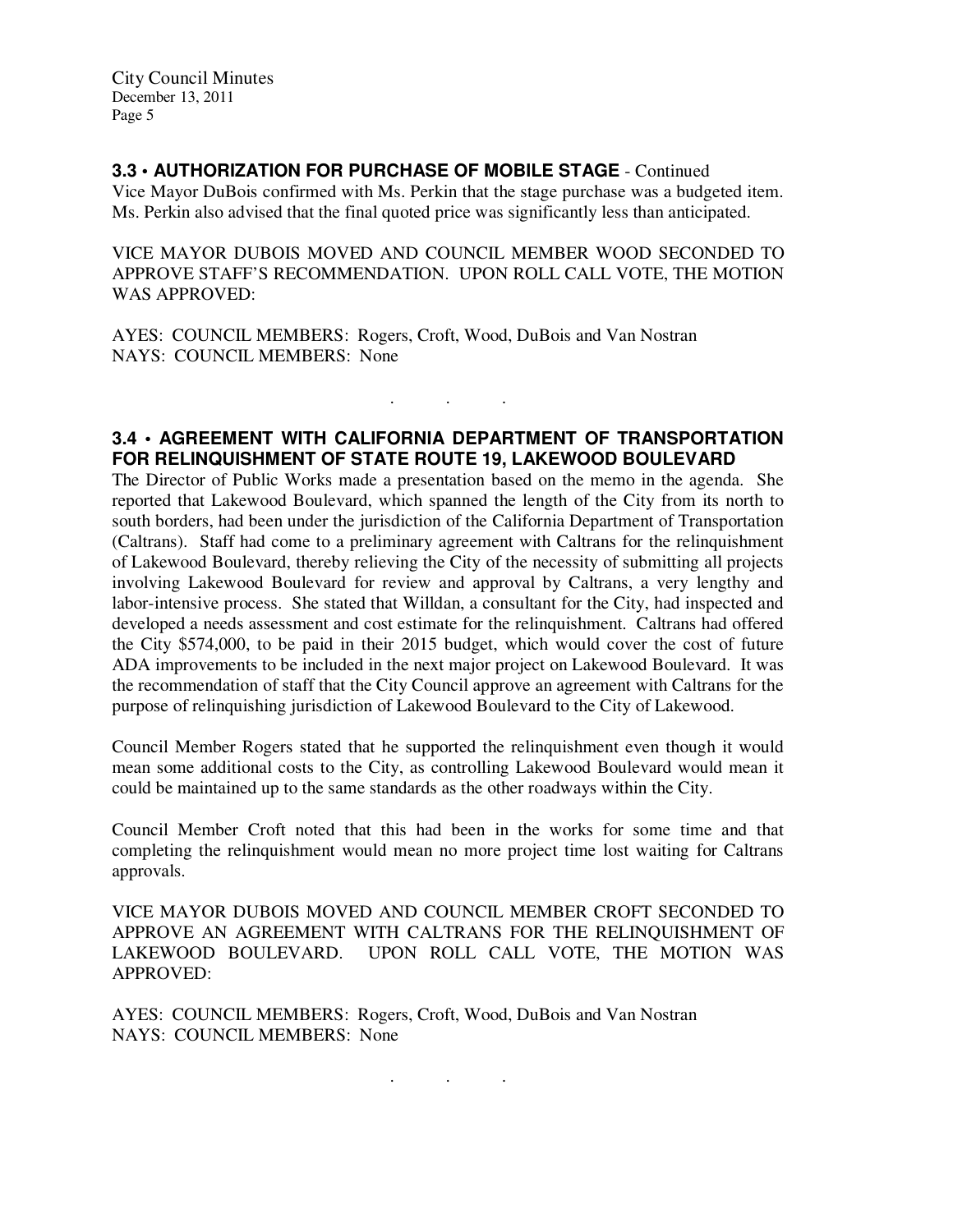### 3.3 • AUTHORIZATION FOR PURCHASE OF MOBILE STAGE - Continued

Vice Mayor DuBois confirmed with Ms. Perkin that the stage purchase was a budgeted item. Ms. Perkin also advised that the final quoted price was significantly less than anticipated.

VICE MAYOR DUBOIS MOVED AND COUNCIL MEMBER WOOD SECONDED TO APPROVE STAFF'S RECOMMENDATION. UPON ROLL CALL VOTE, THE MOTION WAS APPROVED:

AYES: COUNCIL MEMBERS: Rogers, Croft, Wood, DuBois and Van Nostran
NAYS: COUNCIL MEMBERS: None

. . .

### 3.4 • AGREEMENT WITH CALIFORNIA DEPARTMENT OF TRANSPORTATION FOR RELINQUISHMENT OF STATE ROUTE 19, LAKEWOOD BOULEVARD

The Director of Public Works made a presentation based on the memo in the agenda. She reported that Lakewood Boulevard, which spanned the length of the City from its north to south borders, had been under the jurisdiction of the California Department of Transportation (Caltrans). Staff had come to a preliminary agreement with Caltrans for the relinquishment of Lakewood Boulevard, thereby relieving the City of the necessity of submitting all projects involving Lakewood Boulevard for review and approval by Caltrans, a very lengthy and labor-intensive process. She stated that Willdan, a consultant for the City, had inspected and developed a needs assessment and cost estimate for the relinquishment. Caltrans had offered the City $574,000, to be paid in their 2015 budget, which would cover the cost of future ADA improvements to be included in the next major project on Lakewood Boulevard. It was the recommendation of staff that the City Council approve an agreement with Caltrans for the purpose of relinquishing jurisdiction of Lakewood Boulevard to the City of Lakewood.

Council Member Rogers stated that he supported the relinquishment even though it would mean some additional costs to the City, as controlling Lakewood Boulevard would mean it could be maintained up to the same standards as the other roadways within the City.

Council Member Croft noted that this had been in the works for some time and that completing the relinquishment would mean no more project time lost waiting for Caltrans approvals.

VICE MAYOR DUBOIS MOVED AND COUNCIL MEMBER CROFT SECONDED TO APPROVE AN AGREEMENT WITH CALTRANS FOR THE RELINQUISHMENT OF LAKEWOOD BOULEVARD. UPON ROLL CALL VOTE, THE MOTION WAS APPROVED:

AYES: COUNCIL MEMBERS: Rogers, Croft, Wood, DuBois and Van Nostran
NAYS: COUNCIL MEMBERS: None

. . .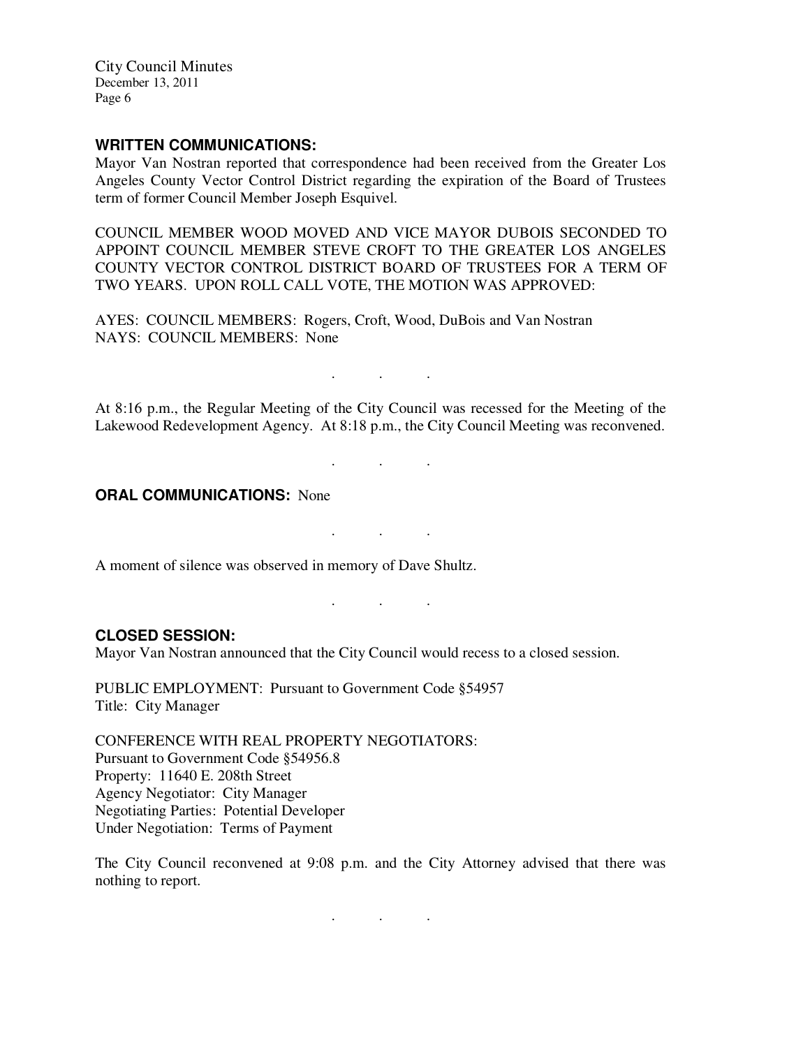**WRITTEN COMMUNICATIONS:**

Mayor Van Nostran reported that correspondence had been received from the Greater Los Angeles County Vector Control District regarding the expiration of the Board of Trustees term of former Council Member Joseph Esquivel.

COUNCIL MEMBER WOOD MOVED AND VICE MAYOR DUBOIS SECONDED TO APPOINT COUNCIL MEMBER STEVE CROFT TO THE GREATER LOS ANGELES COUNTY VECTOR CONTROL DISTRICT BOARD OF TRUSTEES FOR A TERM OF TWO YEARS. UPON ROLL CALL VOTE, THE MOTION WAS APPROVED:

AYES: COUNCIL MEMBERS: Rogers, Croft, Wood, DuBois and Van Nostran
NAYS: COUNCIL MEMBERS: None

. . .

At 8:16 p.m., the Regular Meeting of the City Council was recessed for the Meeting of the Lakewood Redevelopment Agency. At 8:18 p.m., the City Council Meeting was reconvened.

. . .

**ORAL COMMUNICATIONS:** None

. . .

A moment of silence was observed in memory of Dave Shultz.

. . .

**CLOSED SESSION:**

Mayor Van Nostran announced that the City Council would recess to a closed session.

PUBLIC EMPLOYMENT: Pursuant to Government Code §54957
Title: City Manager

CONFERENCE WITH REAL PROPERTY NEGOTIATORS:
Pursuant to Government Code §54956.8
Property: 11640 E. 208th Street
Agency Negotiator: City Manager
Negotiating Parties: Potential Developer
Under Negotiation: Terms of Payment

The City Council reconvened at 9:08 p.m. and the City Attorney advised that there was nothing to report.

. . .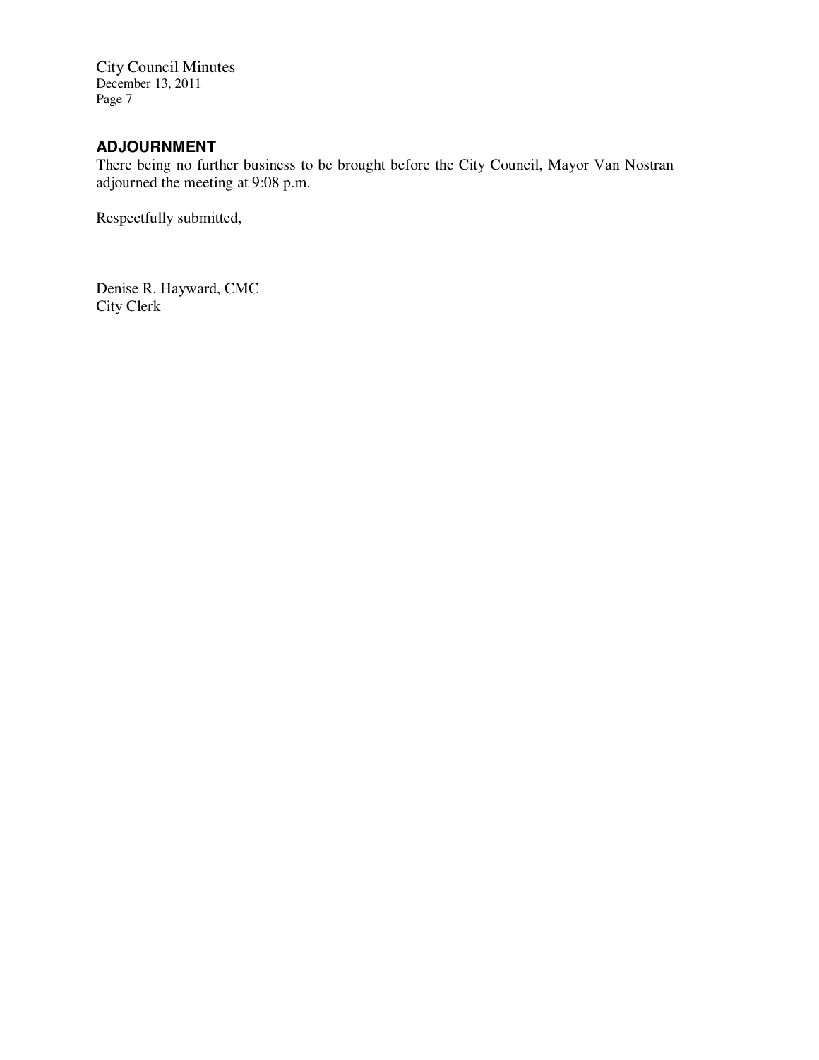## ADJOURNMENT

There being no further business to be brought before the City Council, Mayor Van Nostran adjourned the meeting at 9:08 p.m.

Respectfully submitted,

Denise R. Hayward, CMC
City Clerk